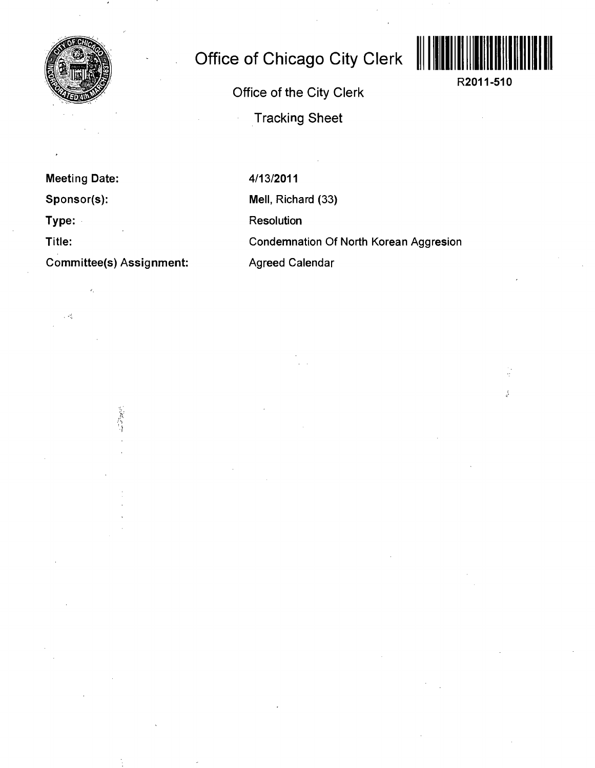# Office of Chicago City Clerk

R2011-510

Office of the City Clerk

Tracking Sheet

| | |
|---|---|
| **Meeting Date:** | 4/13/2011 |
| **Sponsor(s):** | Mell, Richard (33) |
| **Type:** | Resolution |
| **Title:** | Condemnation Of North Korean Aggresion |
| **Committee(s) Assignment:** | Agreed Calendar |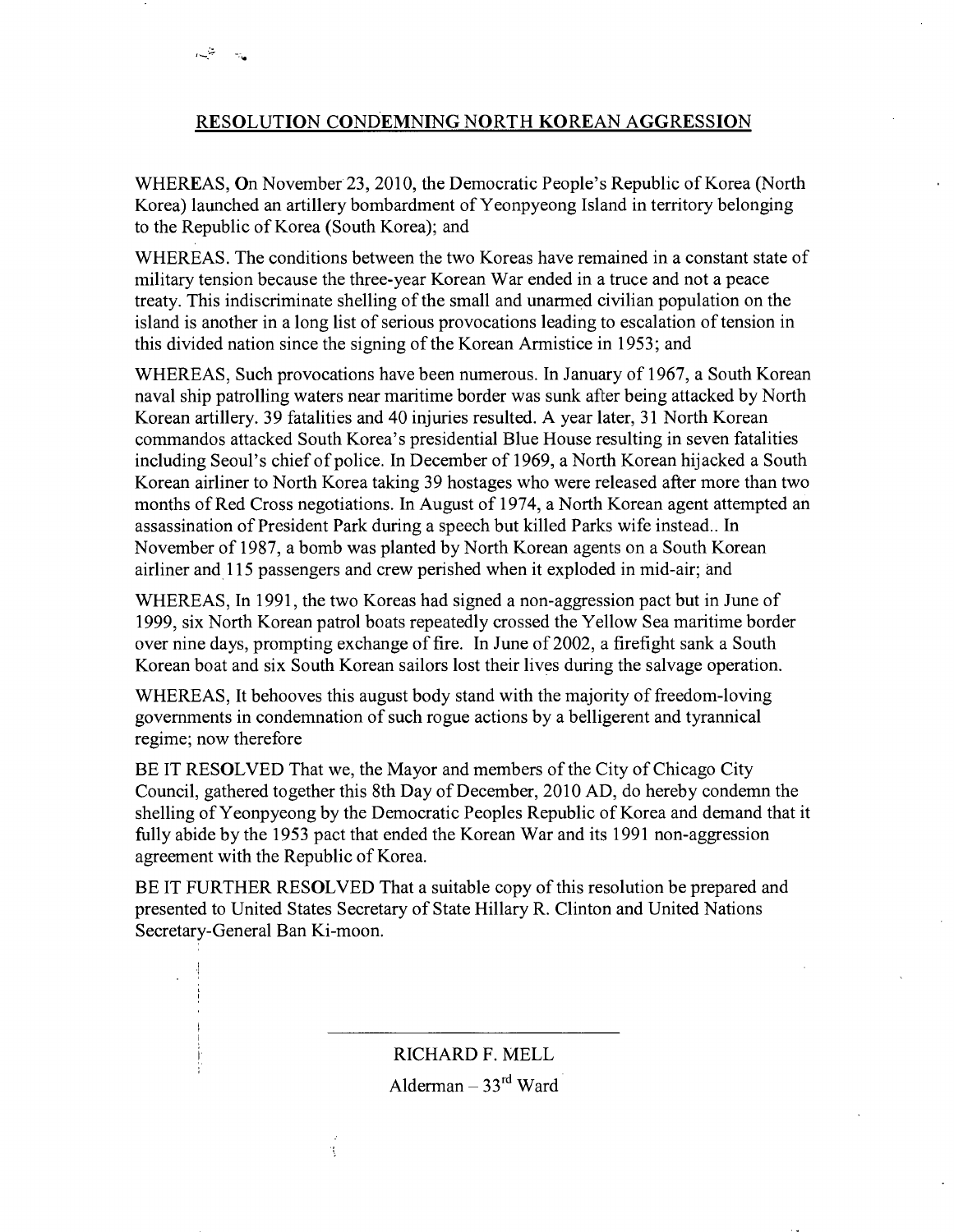## RESOLUTION CONDEMNING NORTH KOREAN AGGRESSION

WHEREAS, On November 23, 2010, the Democratic People's Republic of Korea (North Korea) launched an artillery bombardment of Yeonpyeong Island in territory belonging to the Republic of Korea (South Korea); and

WHEREAS. The conditions between the two Koreas have remained in a constant state of military tension because the three-year Korean War ended in a truce and not a peace treaty. This indiscriminate shelling of the small and unarmed civilian population on the island is another in a long list of serious provocations leading to escalation of tension in this divided nation since the signing of the Korean Armistice in 1953; and

WHEREAS, Such provocations have been numerous. In January of 1967, a South Korean naval ship patrolling waters near maritime border was sunk after being attacked by North Korean artillery. 39 fatalities and 40 injuries resulted. A year later, 31 North Korean commandos attacked South Korea's presidential Blue House resulting in seven fatalities including Seoul's chief of police. In December of 1969, a North Korean hijacked a South Korean airliner to North Korea taking 39 hostages who were released after more than two months of Red Cross negotiations. In August of 1974, a North Korean agent attempted an assassination of President Park during a speech but killed Parks wife instead.. In November of 1987, a bomb was planted by North Korean agents on a South Korean airliner and 115 passengers and crew perished when it exploded in mid-air; and

WHEREAS, In 1991, the two Koreas had signed a non-aggression pact but in June of 1999, six North Korean patrol boats repeatedly crossed the Yellow Sea maritime border over nine days, prompting exchange of fire. In June of 2002, a firefight sank a South Korean boat and six South Korean sailors lost their lives during the salvage operation.

WHEREAS, It behooves this august body stand with the majority of freedom-loving governments in condemnation of such rogue actions by a belligerent and tyrannical regime; now therefore

BE IT RESOLVED That we, the Mayor and members of the City of Chicago City Council, gathered together this 8th Day of December, 2010 AD, do hereby condemn the shelling of Yeonpyeong by the Democratic Peoples Republic of Korea and demand that it fully abide by the 1953 pact that ended the Korean War and its 1991 non-aggression agreement with the Republic of Korea.

BE IT FURTHER RESOLVED That a suitable copy of this resolution be prepared and presented to United States Secretary of State Hillary R. Clinton and United Nations Secretary-General Ban Ki-moon.

RICHARD F. MELL

Alderman – 33rd Ward